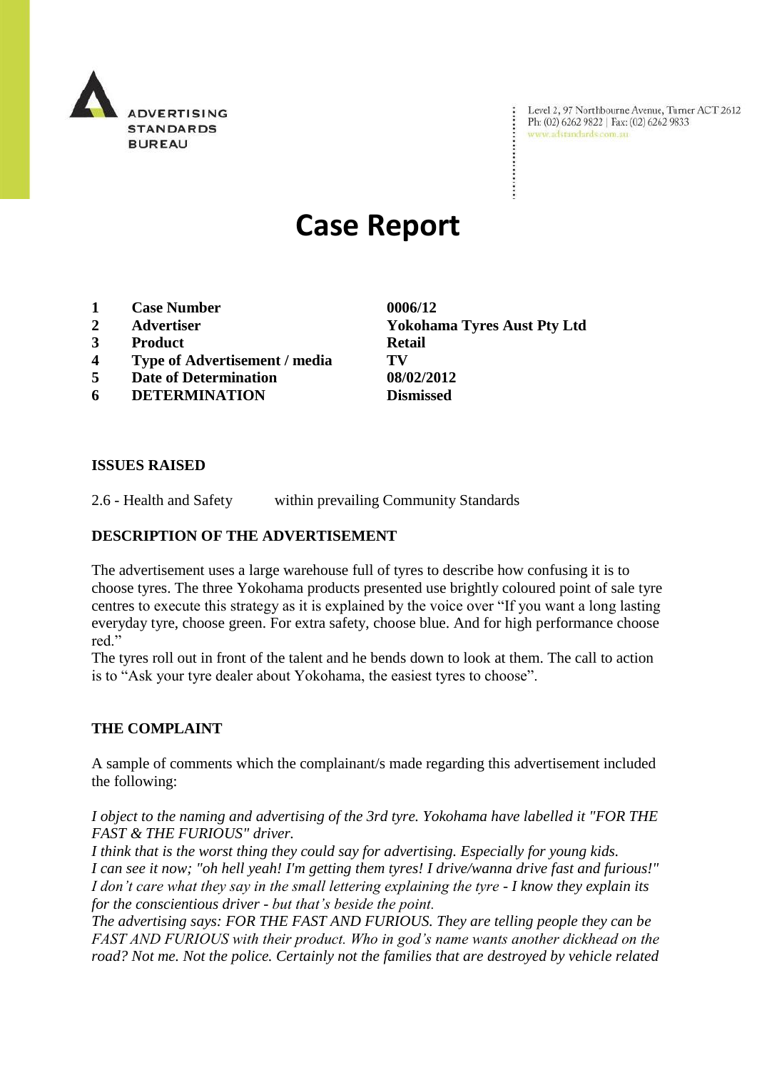ADVERTISING STANDARDS BUREAU

Level 2, 97 Northbourne Avenue, Turner ACT 2612
Ph: (02) 6262 9822 | Fax: (02) 6262 9833
www.adstandards.com.au

# Case Report

| | | |
|---|---|---|
| 1 | **Case Number** | **0006/12** |
| 2 | **Advertiser** | **Yokohama Tyres Aust Pty Ltd** |
| 3 | **Product** | **Retail** |
| 4 | **Type of Advertisement / media** | **TV** |
| 5 | **Date of Determination** | **08/02/2012** |
| 6 | **DETERMINATION** | **Dismissed** |

## ISSUES RAISED

2.6 - Health and Safety within prevailing Community Standards

## DESCRIPTION OF THE ADVERTISEMENT

The advertisement uses a large warehouse full of tyres to describe how confusing it is to choose tyres. The three Yokohama products presented use brightly coloured point of sale tyre centres to execute this strategy as it is explained by the voice over "If you want a long lasting everyday tyre, choose green. For extra safety, choose blue. And for high performance choose red."

The tyres roll out in front of the talent and he bends down to look at them. The call to action is to "Ask your tyre dealer about Yokohama, the easiest tyres to choose".

## THE COMPLAINT

A sample of comments which the complainant/s made regarding this advertisement included the following:

*I object to the naming and advertising of the 3rd tyre. Yokohama have labelled it "FOR THE FAST & THE FURIOUS" driver.*
*I think that is the worst thing they could say for advertising. Especially for young kids.*
*I can see it now; "oh hell yeah! I'm getting them tyres! I drive/wanna drive fast and furious!"*
*I don't care what they say in the small lettering explaining the tyre - I know they explain its for the conscientious driver - but that's beside the point.*
*The advertising says: FOR THE FAST AND FURIOUS. They are telling people they can be FAST AND FURIOUS with their product. Who in god's name wants another dickhead on the road? Not me. Not the police. Certainly not the families that are destroyed by vehicle related*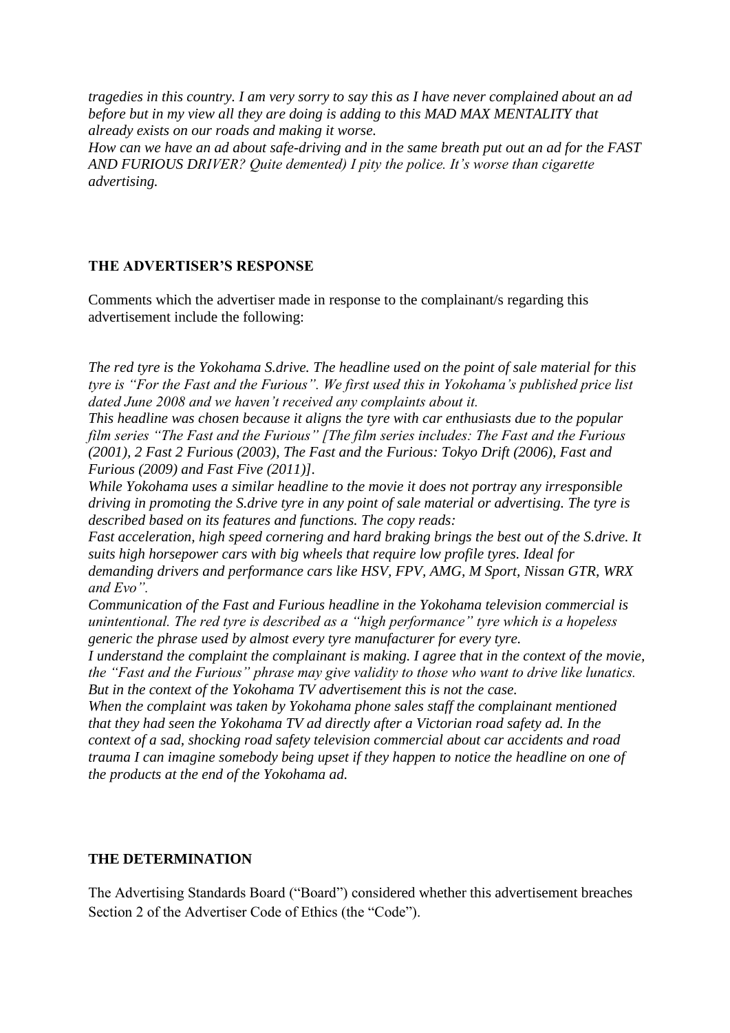*tragedies in this country. I am very sorry to say this as I have never complained about an ad before but in my view all they are doing is adding to this MAD MAX MENTALITY that already exists on our roads and making it worse.*
*How can we have an ad about safe-driving and in the same breath put out an ad for the FAST AND FURIOUS DRIVER? Quite demented) I pity the police. It's worse than cigarette advertising.*

## THE ADVERTISER'S RESPONSE

Comments which the advertiser made in response to the complainant/s regarding this advertisement include the following:

*The red tyre is the Yokohama S.drive. The headline used on the point of sale material for this tyre is "For the Fast and the Furious". We first used this in Yokohama's published price list dated June 2008 and we haven't received any complaints about it.*
*This headline was chosen because it aligns the tyre with car enthusiasts due to the popular film series "The Fast and the Furious" [The film series includes: The Fast and the Furious (2001), 2 Fast 2 Furious (2003), The Fast and the Furious: Tokyo Drift (2006), Fast and Furious (2009) and Fast Five (2011)].*
*While Yokohama uses a similar headline to the movie it does not portray any irresponsible driving in promoting the S.drive tyre in any point of sale material or advertising. The tyre is described based on its features and functions. The copy reads:*
*Fast acceleration, high speed cornering and hard braking brings the best out of the S.drive. It suits high horsepower cars with big wheels that require low profile tyres. Ideal for demanding drivers and performance cars like HSV, FPV, AMG, M Sport, Nissan GTR, WRX and Evo".*
*Communication of the Fast and Furious headline in the Yokohama television commercial is unintentional. The red tyre is described as a "high performance" tyre which is a hopeless generic the phrase used by almost every tyre manufacturer for every tyre.*
*I understand the complaint the complainant is making. I agree that in the context of the movie, the "Fast and the Furious" phrase may give validity to those who want to drive like lunatics. But in the context of the Yokohama TV advertisement this is not the case.*
*When the complaint was taken by Yokohama phone sales staff the complainant mentioned that they had seen the Yokohama TV ad directly after a Victorian road safety ad. In the context of a sad, shocking road safety television commercial about car accidents and road trauma I can imagine somebody being upset if they happen to notice the headline on one of the products at the end of the Yokohama ad.*

## THE DETERMINATION

The Advertising Standards Board ("Board") considered whether this advertisement breaches Section 2 of the Advertiser Code of Ethics (the "Code").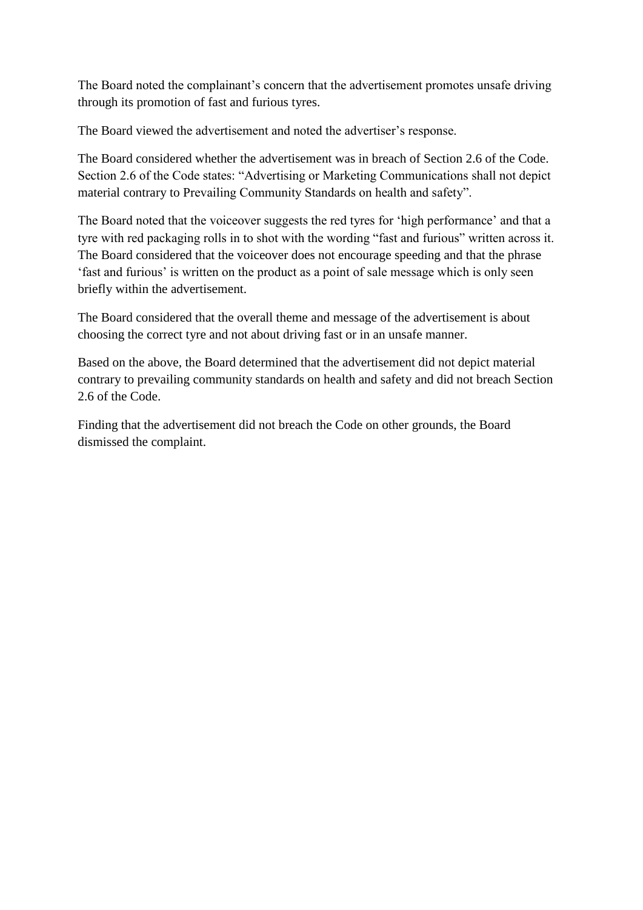The Board noted the complainant's concern that the advertisement promotes unsafe driving through its promotion of fast and furious tyres.

The Board viewed the advertisement and noted the advertiser's response.

The Board considered whether the advertisement was in breach of Section 2.6 of the Code. Section 2.6 of the Code states: "Advertising or Marketing Communications shall not depict material contrary to Prevailing Community Standards on health and safety".

The Board noted that the voiceover suggests the red tyres for 'high performance' and that a tyre with red packaging rolls in to shot with the wording "fast and furious" written across it. The Board considered that the voiceover does not encourage speeding and that the phrase 'fast and furious' is written on the product as a point of sale message which is only seen briefly within the advertisement.

The Board considered that the overall theme and message of the advertisement is about choosing the correct tyre and not about driving fast or in an unsafe manner.

Based on the above, the Board determined that the advertisement did not depict material contrary to prevailing community standards on health and safety and did not breach Section 2.6 of the Code.

Finding that the advertisement did not breach the Code on other grounds, the Board dismissed the complaint.